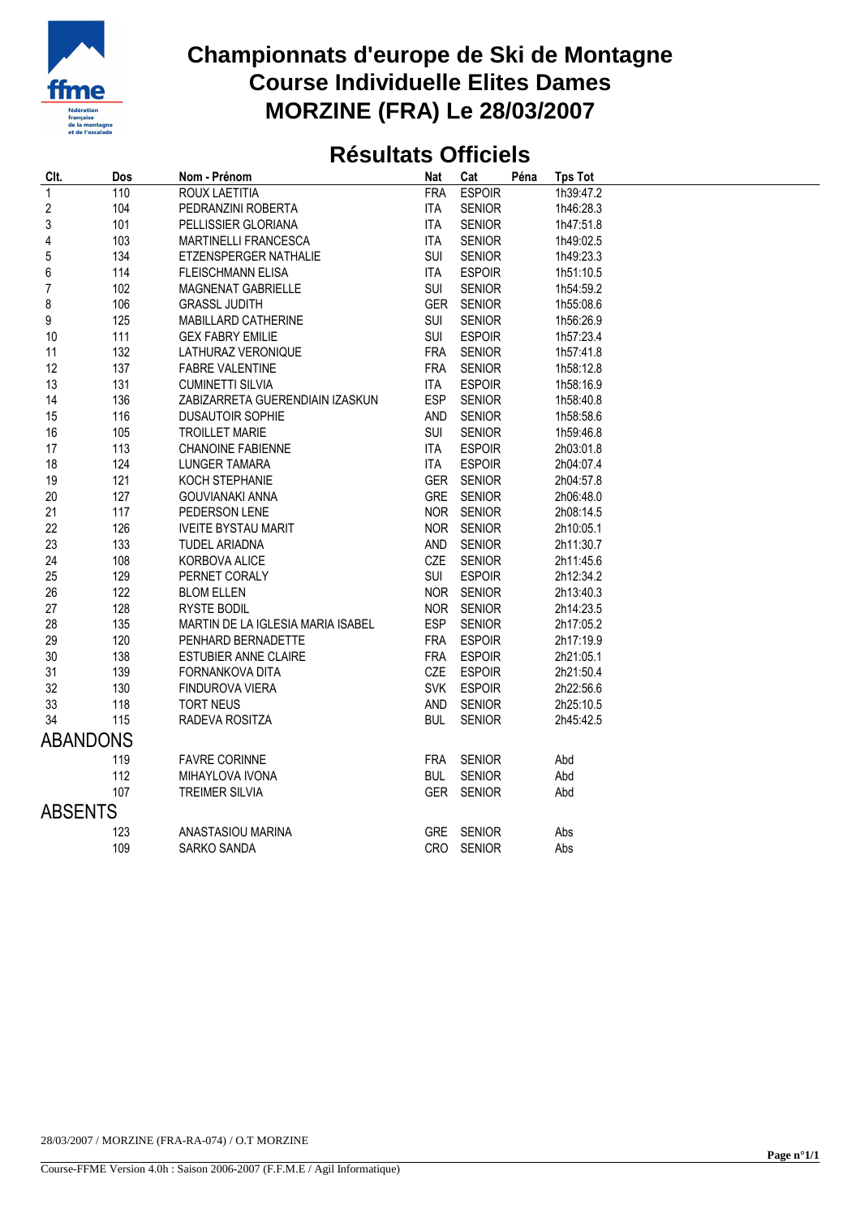# Championnats d'europe de Ski de Montagne
# Course Individuelle Elites Dames
# MORZINE (FRA) Le 28/03/2007

## Résultats Officiels

| Clt. | Dos | Nom - Prénom | Nat | Cat | Péna | Tps Tot |
|---|---|---|---|---|---|---|
| 1 | 110 | ROUX LAETITIA | FRA | ESPOIR | | 1h39:47.2 |
| 2 | 104 | PEDRANZINI ROBERTA | ITA | SENIOR | | 1h46:28.3 |
| 3 | 101 | PELLISSIER GLORIANA | ITA | SENIOR | | 1h47:51.8 |
| 4 | 103 | MARTINELLI FRANCESCA | ITA | SENIOR | | 1h49:02.5 |
| 5 | 134 | ETZENSPERGER NATHALIE | SUI | SENIOR | | 1h49:23.3 |
| 6 | 114 | FLEISCHMANN ELISA | ITA | ESPOIR | | 1h51:10.5 |
| 7 | 102 | MAGNENAT GABRIELLE | SUI | SENIOR | | 1h54:59.2 |
| 8 | 106 | GRASSL JUDITH | GER | SENIOR | | 1h55:08.6 |
| 9 | 125 | MABILLARD CATHERINE | SUI | SENIOR | | 1h56:26.9 |
| 10 | 111 | GEX FABRY EMILIE | SUI | ESPOIR | | 1h57:23.4 |
| 11 | 132 | LATHURAZ VERONIQUE | FRA | SENIOR | | 1h57:41.8 |
| 12 | 137 | FABRE VALENTINE | FRA | SENIOR | | 1h58:12.8 |
| 13 | 131 | CUMINETTI SILVIA | ITA | ESPOIR | | 1h58:16.9 |
| 14 | 136 | ZABIZARRETA GUERENDIAIN IZASKUN | ESP | SENIOR | | 1h58:40.8 |
| 15 | 116 | DUSAUTOIR SOPHIE | AND | SENIOR | | 1h58:58.6 |
| 16 | 105 | TROILLET MARIE | SUI | SENIOR | | 1h59:46.8 |
| 17 | 113 | CHANOINE FABIENNE | ITA | ESPOIR | | 2h03:01.8 |
| 18 | 124 | LUNGER TAMARA | ITA | ESPOIR | | 2h04:07.4 |
| 19 | 121 | KOCH STEPHANIE | GER | SENIOR | | 2h04:57.8 |
| 20 | 127 | GOUVIANAKI ANNA | GRE | SENIOR | | 2h06:48.0 |
| 21 | 117 | PEDERSON LENE | NOR | SENIOR | | 2h08:14.5 |
| 22 | 126 | IVEITE BYSTAU MARIT | NOR | SENIOR | | 2h10:05.1 |
| 23 | 133 | TUDEL ARIADNA | AND | SENIOR | | 2h11:30.7 |
| 24 | 108 | KORBOVA ALICE | CZE | SENIOR | | 2h11:45.6 |
| 25 | 129 | PERNET CORALY | SUI | ESPOIR | | 2h12:34.2 |
| 26 | 122 | BLOM ELLEN | NOR | SENIOR | | 2h13:40.3 |
| 27 | 128 | RYSTE BODIL | NOR | SENIOR | | 2h14:23.5 |
| 28 | 135 | MARTIN DE LA IGLESIA MARIA ISABEL | ESP | SENIOR | | 2h17:05.2 |
| 29 | 120 | PENHARD BERNADETTE | FRA | ESPOIR | | 2h17:19.9 |
| 30 | 138 | ESTUBIER ANNE CLAIRE | FRA | ESPOIR | | 2h21:05.1 |
| 31 | 139 | FORNANKOVA DITA | CZE | ESPOIR | | 2h21:50.4 |
| 32 | 130 | FINDUROVA VIERA | SVK | ESPOIR | | 2h22:56.6 |
| 33 | 118 | TORT NEUS | AND | SENIOR | | 2h25:10.5 |
| 34 | 115 | RADEVA ROSITZA | BUL | SENIOR | | 2h45:42.5 |
| **ABANDONS** | | | | | | |
| | 119 | FAVRE CORINNE | FRA | SENIOR | | Abd |
| | 112 | MIHAYLOVA IVONA | BUL | SENIOR | | Abd |
| | 107 | TREIMER SILVIA | GER | SENIOR | | Abd |
| **ABSENTS** | | | | | | |
| | 123 | ANASTASIOU MARINA | GRE | SENIOR | | Abs |
| | 109 | SARKO SANDA | CRO | SENIOR | | Abs |

28/03/2007 / MORZINE (FRA-RA-074) / O.T MORZINE

Course-FFME Version 4.0h : Saison 2006-2007 (F.F.M.E / Agil Informatique)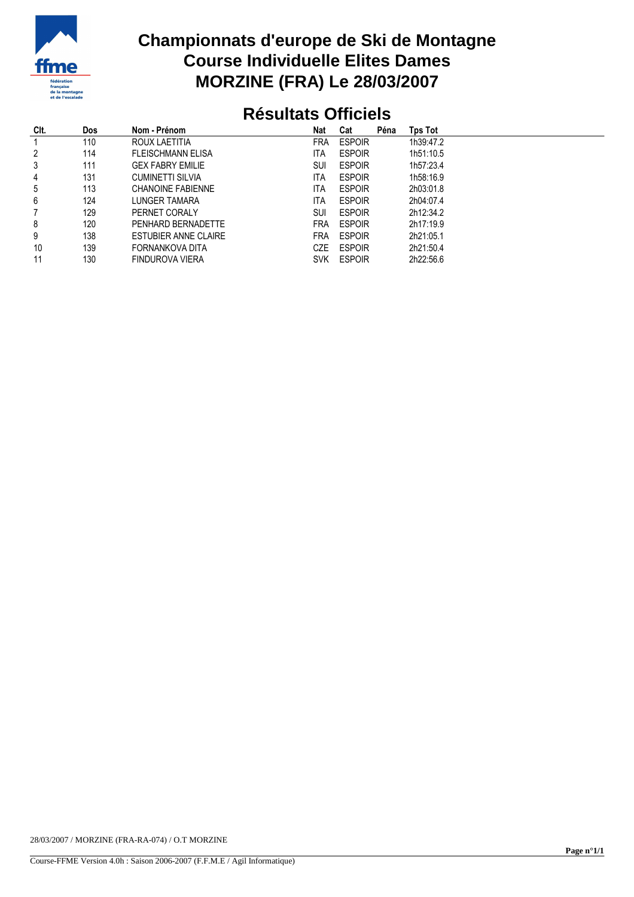# Championnats d'europe de Ski de Montagne
# Course Individuelle Elites Dames
# MORZINE (FRA) Le 28/03/2007

## Résultats Officiels

| Clt. | Dos | Nom - Prénom | Nat | Cat | Péna | Tps Tot |
|---|---|---|---|---|---|---|
| 1 | 110 | ROUX LAETITIA | FRA | ESPOIR | | 1h39:47.2 |
| 2 | 114 | FLEISCHMANN ELISA | ITA | ESPOIR | | 1h51:10.5 |
| 3 | 111 | GEX FABRY EMILIE | SUI | ESPOIR | | 1h57:23.4 |
| 4 | 131 | CUMINETTI SILVIA | ITA | ESPOIR | | 1h58:16.9 |
| 5 | 113 | CHANOINE FABIENNE | ITA | ESPOIR | | 2h03:01.8 |
| 6 | 124 | LUNGER TAMARA | ITA | ESPOIR | | 2h04:07.4 |
| 7 | 129 | PERNET CORALY | SUI | ESPOIR | | 2h12:34.2 |
| 8 | 120 | PENHARD BERNADETTE | FRA | ESPOIR | | 2h17:19.9 |
| 9 | 138 | ESTUBIER ANNE CLAIRE | FRA | ESPOIR | | 2h21:05.1 |
| 10 | 139 | FORNANKOVA DITA | CZE | ESPOIR | | 2h21:50.4 |
| 11 | 130 | FINDUROVA VIERA | SVK | ESPOIR | | 2h22:56.6 |

28/03/2007 / MORZINE (FRA-RA-074) / O.T MORZINE

Course-FFME Version 4.0h : Saison 2006-2007 (F.F.M.E / Agil Informatique)